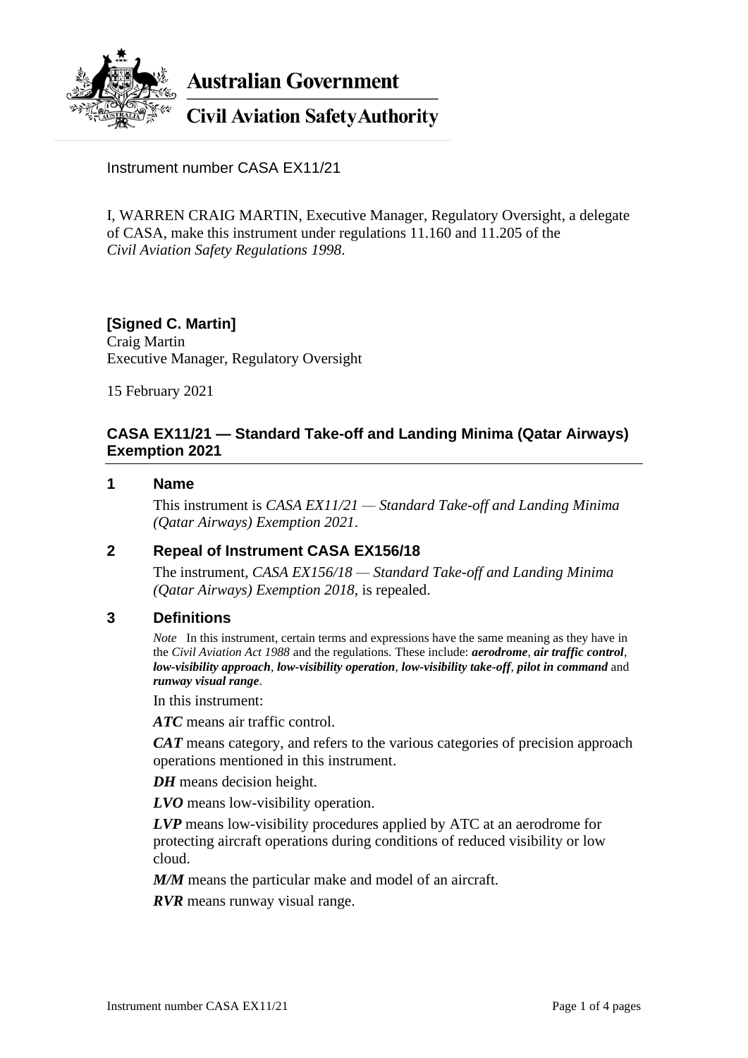**Australian Government**

**Civil Aviation Safety Authority**

Instrument number CASA EX11/21

I, WARREN CRAIG MARTIN, Executive Manager, Regulatory Oversight, a delegate of CASA, make this instrument under regulations 11.160 and 11.205 of the *Civil Aviation Safety Regulations 1998*.

**[Signed C. Martin]**
Craig Martin
Executive Manager, Regulatory Oversight

15 February 2021

## CASA EX11/21 — Standard Take-off and Landing Minima (Qatar Airways) Exemption 2021

### 1 Name

This instrument is *CASA EX11/21 — Standard Take-off and Landing Minima (Qatar Airways) Exemption 2021*.

### 2 Repeal of Instrument CASA EX156/18

The instrument, *CASA EX156/18 — Standard Take-off and Landing Minima (Qatar Airways) Exemption 2018*, is repealed.

### 3 Definitions

*Note* In this instrument, certain terms and expressions have the same meaning as they have in the *Civil Aviation Act 1988* and the regulations. These include: ***aerodrome***, ***air traffic control***, ***low-visibility approach***, ***low-visibility operation***, ***low-visibility take-off***, ***pilot in command*** and ***runway visual range***.

In this instrument:

***ATC*** means air traffic control.

***CAT*** means category, and refers to the various categories of precision approach operations mentioned in this instrument.

***DH*** means decision height.

***LVO*** means low-visibility operation.

***LVP*** means low-visibility procedures applied by ATC at an aerodrome for protecting aircraft operations during conditions of reduced visibility or low cloud.

***M/M*** means the particular make and model of an aircraft.

***RVR*** means runway visual range.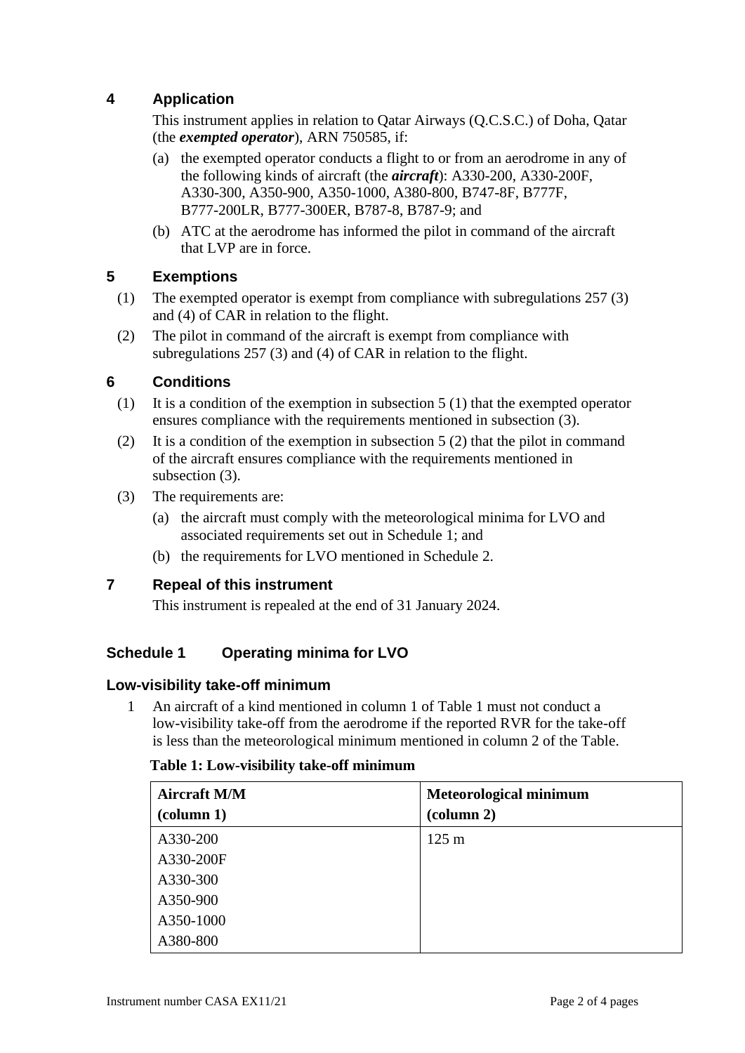## 4 Application

This instrument applies in relation to Qatar Airways (Q.C.S.C.) of Doha, Qatar (the ***exempted operator***), ARN 750585, if:

(a) the exempted operator conducts a flight to or from an aerodrome in any of the following kinds of aircraft (the ***aircraft***): A330-200, A330-200F, A330-300, A350-900, A350-1000, A380-800, B747-8F, B777F, B777-200LR, B777-300ER, B787-8, B787-9; and

(b) ATC at the aerodrome has informed the pilot in command of the aircraft that LVP are in force.

## 5 Exemptions

(1) The exempted operator is exempt from compliance with subregulations 257 (3) and (4) of CAR in relation to the flight.

(2) The pilot in command of the aircraft is exempt from compliance with subregulations 257 (3) and (4) of CAR in relation to the flight.

## 6 Conditions

(1) It is a condition of the exemption in subsection 5 (1) that the exempted operator ensures compliance with the requirements mentioned in subsection (3).

(2) It is a condition of the exemption in subsection 5 (2) that the pilot in command of the aircraft ensures compliance with the requirements mentioned in subsection (3).

(3) The requirements are:

(a) the aircraft must comply with the meteorological minima for LVO and associated requirements set out in Schedule 1; and

(b) the requirements for LVO mentioned in Schedule 2.

## 7 Repeal of this instrument

This instrument is repealed at the end of 31 January 2024.

## Schedule 1 Operating minima for LVO

### Low-visibility take-off minimum

1 An aircraft of a kind mentioned in column 1 of Table 1 must not conduct a low-visibility take-off from the aerodrome if the reported RVR for the take-off is less than the meteorological minimum mentioned in column 2 of the Table.

**Table 1: Low-visibility take-off minimum**

| Aircraft M/M (column 1) | Meteorological minimum (column 2) |
|---|---|
| A330-200<br>A330-200F<br>A330-300<br>A350-900<br>A350-1000<br>A380-800 | 125 m |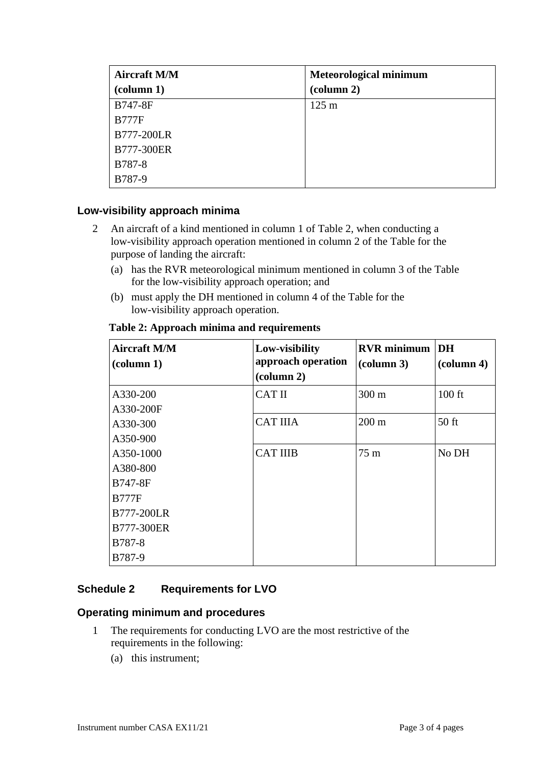| Aircraft M/M (column 1) | Meteorological minimum (column 2) |
|---|---|
| B747-8F<br>B777F<br>B777-200LR<br>B777-300ER<br>B787-8<br>B787-9 | 125 m |

### Low-visibility approach minima

2 An aircraft of a kind mentioned in column 1 of Table 2, when conducting a low-visibility approach operation mentioned in column 2 of the Table for the purpose of landing the aircraft:

(a) has the RVR meteorological minimum mentioned in column 3 of the Table for the low-visibility approach operation; and

(b) must apply the DH mentioned in column 4 of the Table for the low-visibility approach operation.

**Table 2: Approach minima and requirements**

| Aircraft M/M (column 1) | Low-visibility approach operation (column 2) | RVR minimum (column 3) | DH (column 4) |
|---|---|---|---|
| A330-200<br>A330-200F<br>A330-300<br>A350-900<br>A350-1000<br>A380-800<br>B747-8F<br>B777F<br>B777-200LR<br>B777-300ER<br>B787-8<br>B787-9 | CAT II | 300 m | 100 ft |
| | CAT IIIA | 200 m | 50 ft |
| | CAT IIIB | 75 m | No DH |

## Schedule 2 Requirements for LVO

### Operating minimum and procedures

1 The requirements for conducting LVO are the most restrictive of the requirements in the following:

(a) this instrument;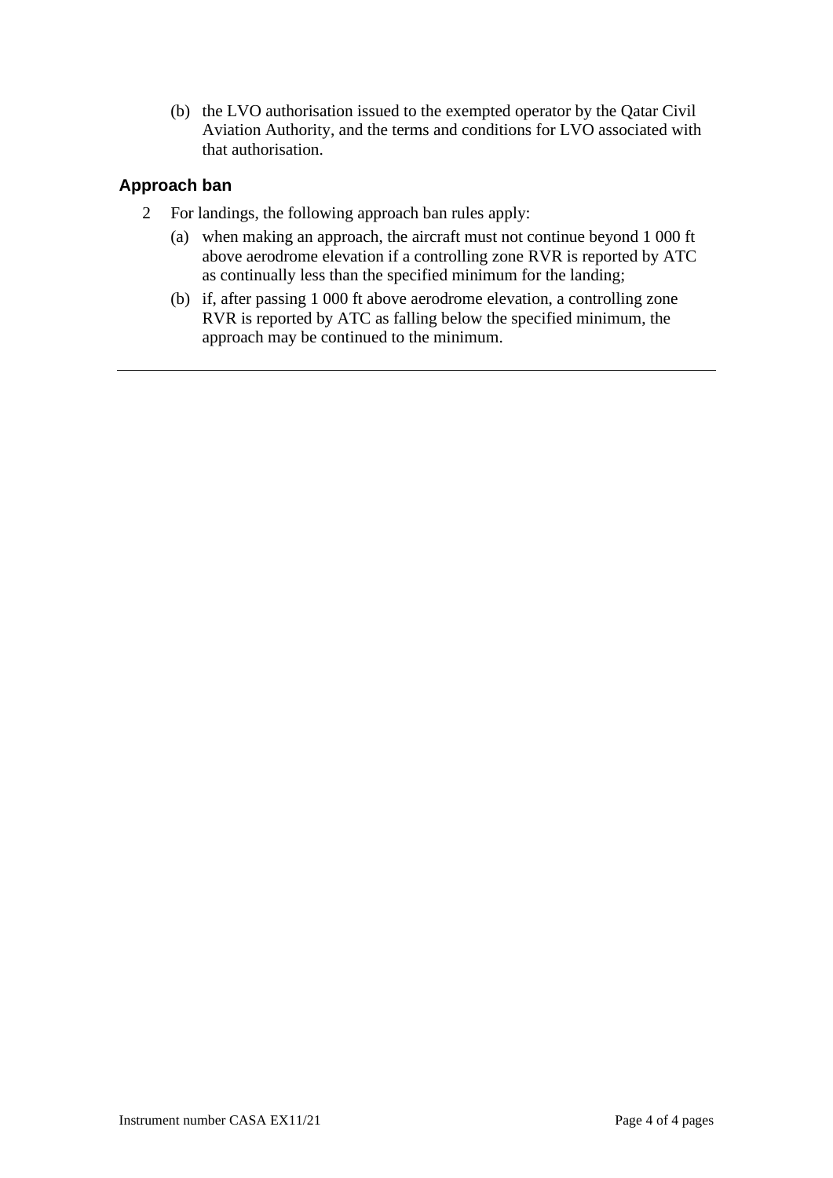(b) the LVO authorisation issued to the exempted operator by the Qatar Civil Aviation Authority, and the terms and conditions for LVO associated with that authorisation.

## Approach ban

2 For landings, the following approach ban rules apply:

(a) when making an approach, the aircraft must not continue beyond 1 000 ft above aerodrome elevation if a controlling zone RVR is reported by ATC as continually less than the specified minimum for the landing;

(b) if, after passing 1 000 ft above aerodrome elevation, a controlling zone RVR is reported by ATC as falling below the specified minimum, the approach may be continued to the minimum.